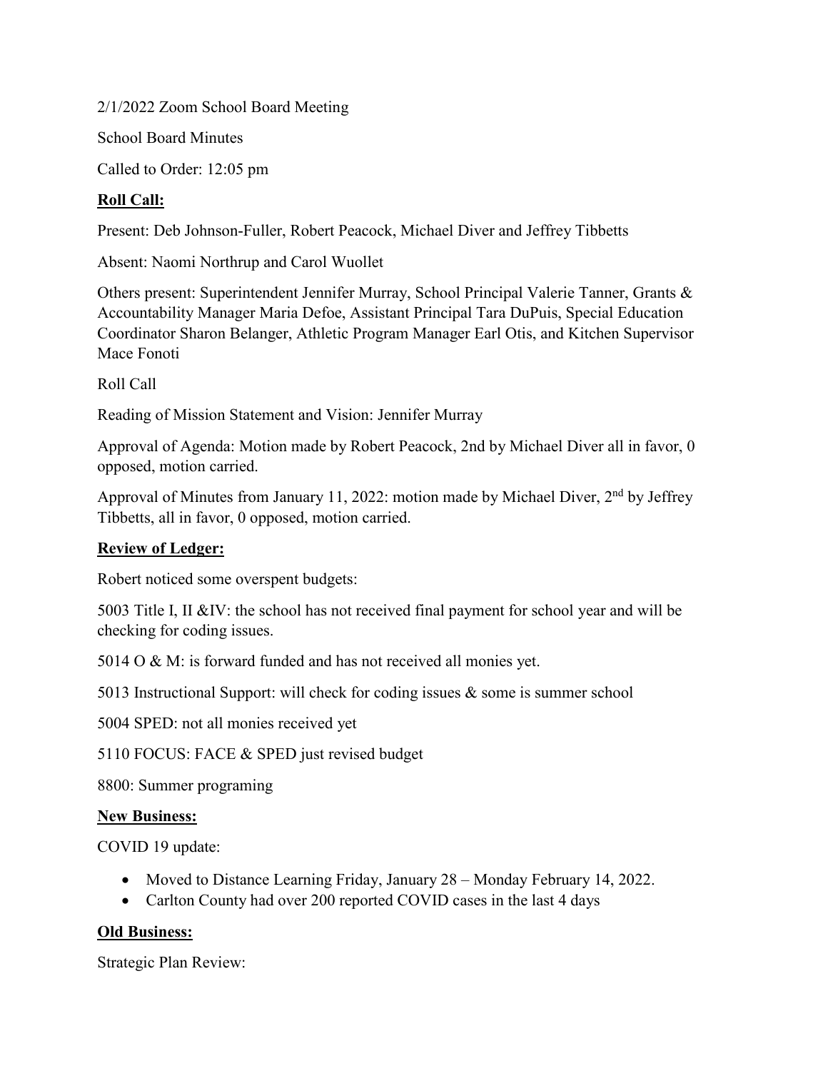2/1/2022 Zoom School Board Meeting

School Board Minutes

Called to Order: 12:05 pm

**Roll Call:**

Present: Deb Johnson-Fuller, Robert Peacock, Michael Diver and Jeffrey Tibbetts

Absent: Naomi Northrup and Carol Wuollet

Others present: Superintendent Jennifer Murray, School Principal Valerie Tanner, Grants & Accountability Manager Maria Defoe, Assistant Principal Tara DuPuis, Special Education Coordinator Sharon Belanger, Athletic Program Manager Earl Otis, and Kitchen Supervisor Mace Fonoti

Roll Call

Reading of Mission Statement and Vision: Jennifer Murray

Approval of Agenda: Motion made by Robert Peacock, 2nd by Michael Diver all in favor, 0 opposed, motion carried.

Approval of Minutes from January 11, 2022: motion made by Michael Diver, 2nd by Jeffrey Tibbetts, all in favor, 0 opposed, motion carried.

**Review of Ledger:**

Robert noticed some overspent budgets:

5003 Title I, II &IV: the school has not received final payment for school year and will be checking for coding issues.

5014 O & M: is forward funded and has not received all monies yet.

5013 Instructional Support: will check for coding issues & some is summer school

5004 SPED: not all monies received yet

5110 FOCUS: FACE & SPED just revised budget

8800: Summer programing

**New Business:**

COVID 19 update:

- Moved to Distance Learning Friday, January 28 – Monday February 14, 2022.
- Carlton County had over 200 reported COVID cases in the last 4 days

**Old Business:**

Strategic Plan Review: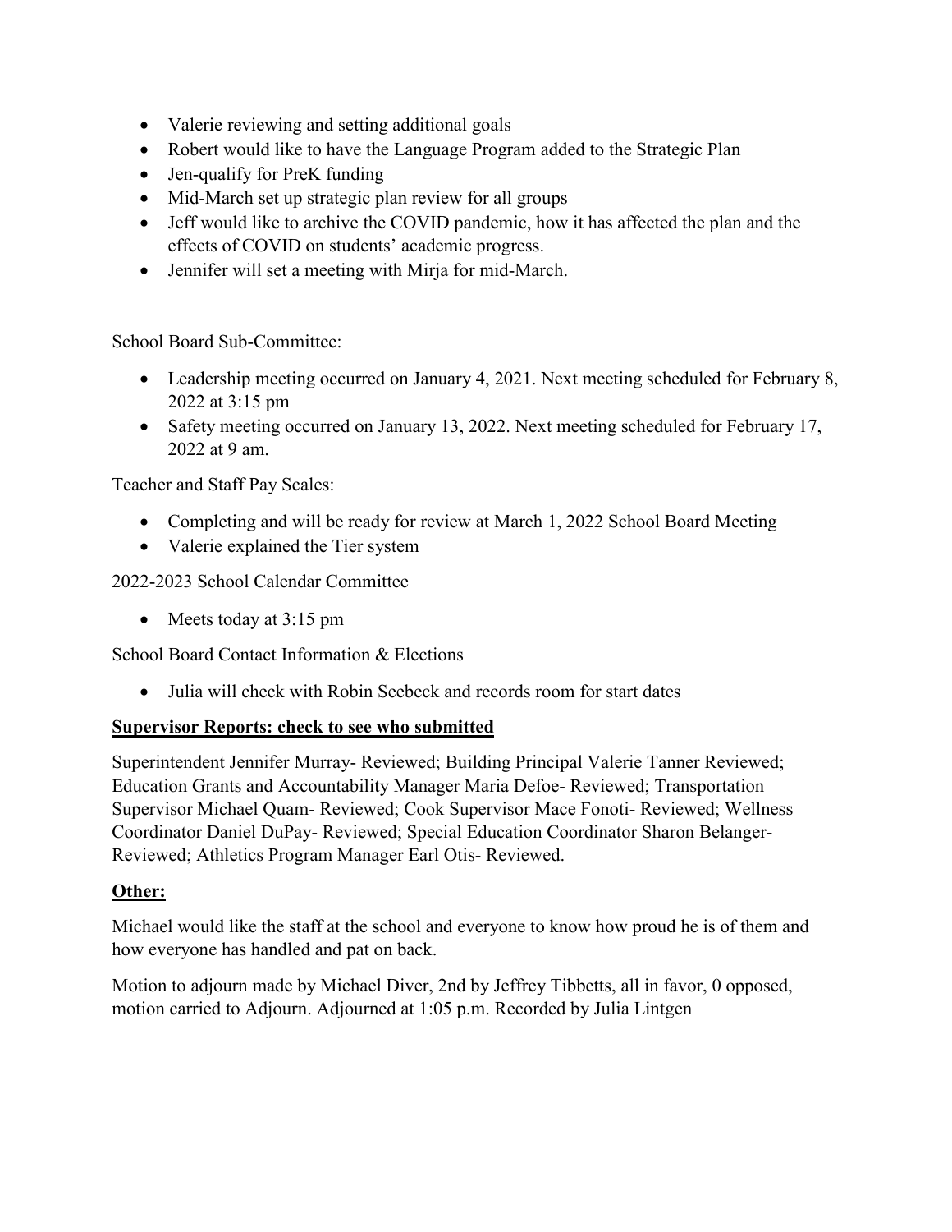- Valerie reviewing and setting additional goals
- Robert would like to have the Language Program added to the Strategic Plan
- Jen-qualify for PreK funding
- Mid-March set up strategic plan review for all groups
- Jeff would like to archive the COVID pandemic, how it has affected the plan and the effects of COVID on students' academic progress.
- Jennifer will set a meeting with Mirja for mid-March.

School Board Sub-Committee:

- Leadership meeting occurred on January 4, 2021. Next meeting scheduled for February 8, 2022 at 3:15 pm
- Safety meeting occurred on January 13, 2022. Next meeting scheduled for February 17, 2022 at 9 am.

Teacher and Staff Pay Scales:

- Completing and will be ready for review at March 1, 2022 School Board Meeting
- Valerie explained the Tier system

2022-2023 School Calendar Committee

- Meets today at 3:15 pm

School Board Contact Information & Elections

- Julia will check with Robin Seebeck and records room for start dates

**Supervisor Reports: check to see who submitted**

Superintendent Jennifer Murray- Reviewed; Building Principal Valerie Tanner Reviewed; Education Grants and Accountability Manager Maria Defoe- Reviewed; Transportation Supervisor Michael Quam- Reviewed; Cook Supervisor Mace Fonoti- Reviewed; Wellness Coordinator Daniel DuPay- Reviewed; Special Education Coordinator Sharon Belanger- Reviewed; Athletics Program Manager Earl Otis- Reviewed.

**Other:**

Michael would like the staff at the school and everyone to know how proud he is of them and how everyone has handled and pat on back.

Motion to adjourn made by Michael Diver, 2nd by Jeffrey Tibbetts, all in favor, 0 opposed, motion carried to Adjourn. Adjourned at 1:05 p.m. Recorded by Julia Lintgen